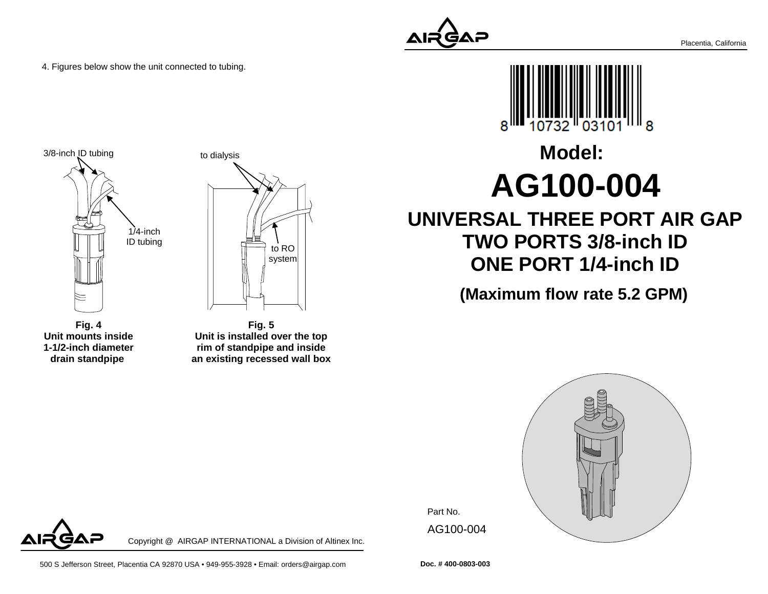4. Figures below show the unit connected to tubing.

3/8-inch ID tubing

1/4-inch ID tubing

**Fig. 4**
**Unit mounts inside 1-1/2-inch diameter drain standpipe**

to dialysis

to RO system

**Fig. 5**
**Unit is installed over the top rim of standpipe and inside an existing recessed wall box**

Copyright @ AIRGAP INTERNATIONAL a Division of Altinex Inc.

500 S Jefferson Street, Placentia CA 92870 USA • 949-955-3928 • Email: orders@airgap.com

Placentia, California

8 10732 03101 8

# Model:

# AG100-004

## UNIVERSAL THREE PORT AIR GAP
## TWO PORTS 3/8-inch ID
## ONE PORT 1/4-inch ID

### (Maximum flow rate 5.2 GPM)

Part No.

AG100-004

**Doc. # 400-0803-003**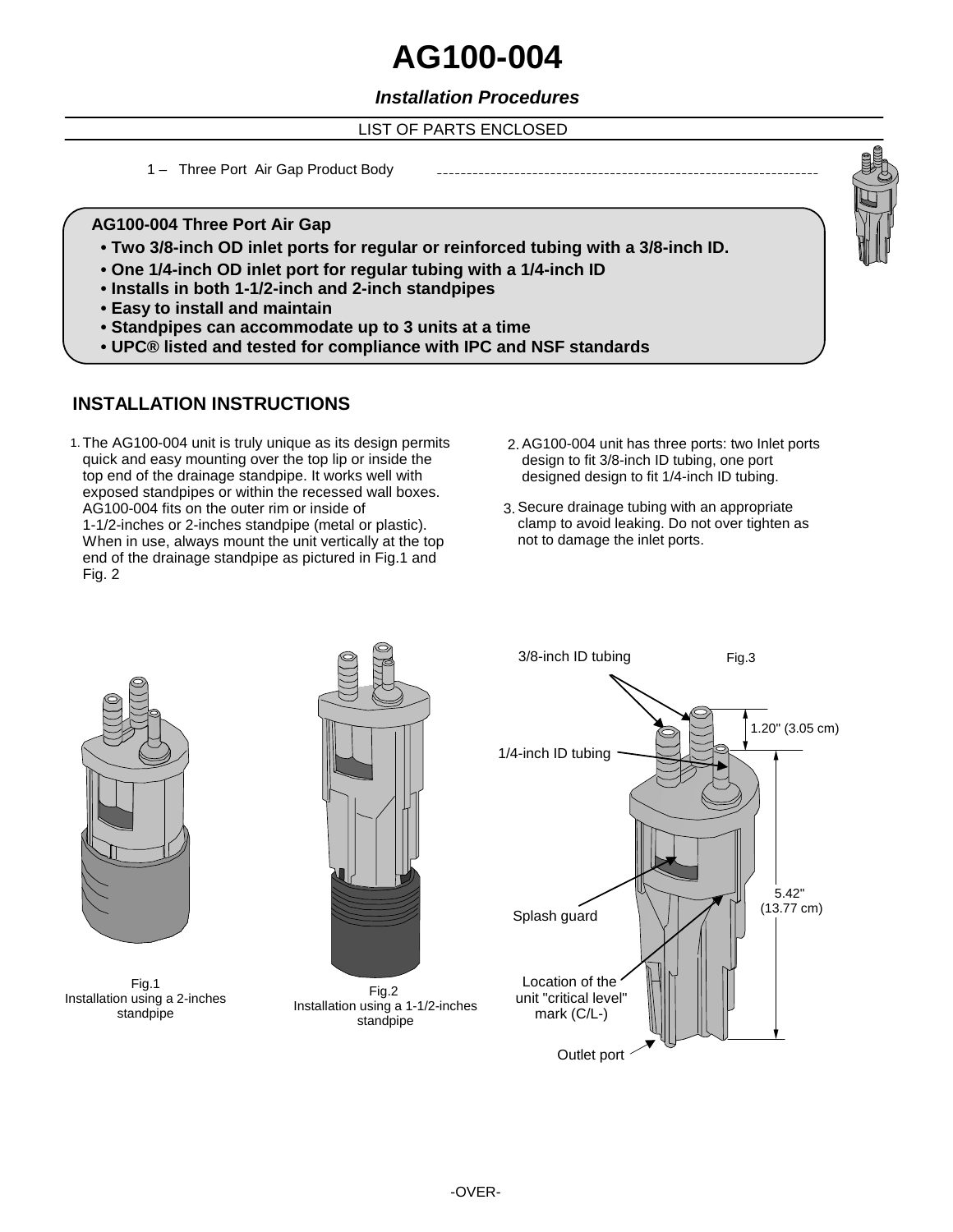# AG100-004

***Installation Procedures***

LIST OF PARTS ENCLOSED

1 – Three Port Air Gap Product Body

**AG100-004 Three Port Air Gap**

- **Two 3/8-inch OD inlet ports for regular or reinforced tubing with a 3/8-inch ID.**
- **One 1/4-inch OD inlet port for regular tubing with a 1/4-inch ID**
- **Installs in both 1-1/2-inch and 2-inch standpipes**
- **Easy to install and maintain**
- **Standpipes can accommodate up to 3 units at a time**
- **UPC® listed and tested for compliance with IPC and NSF standards**

## INSTALLATION INSTRUCTIONS

1. The AG100-004 unit is truly unique as its design permits quick and easy mounting over the top lip or inside the top end of the drainage standpipe. It works well with exposed standpipes or within the recessed wall boxes. AG100-004 fits on the outer rim or inside of 1-1/2-inches or 2-inches standpipe (metal or plastic). When in use, always mount the unit vertically at the top end of the drainage standpipe as pictured in Fig.1 and Fig. 2

2. AG100-004 unit has three ports: two Inlet ports design to fit 3/8-inch ID tubing, one port designed design to fit 1/4-inch ID tubing.

3. Secure drainage tubing with an appropriate clamp to avoid leaking. Do not over tighten as not to damage the inlet ports.

Fig.1
Installation using a 2-inches standpipe

Fig.2
Installation using a 1-1/2-inches standpipe

Fig.3

3/8-inch ID tubing

1/4-inch ID tubing

1.20" (3.05 cm)

5.42" (13.77 cm)

Splash guard

Location of the unit "critical level" mark (C/L-)

Outlet port

-OVER-